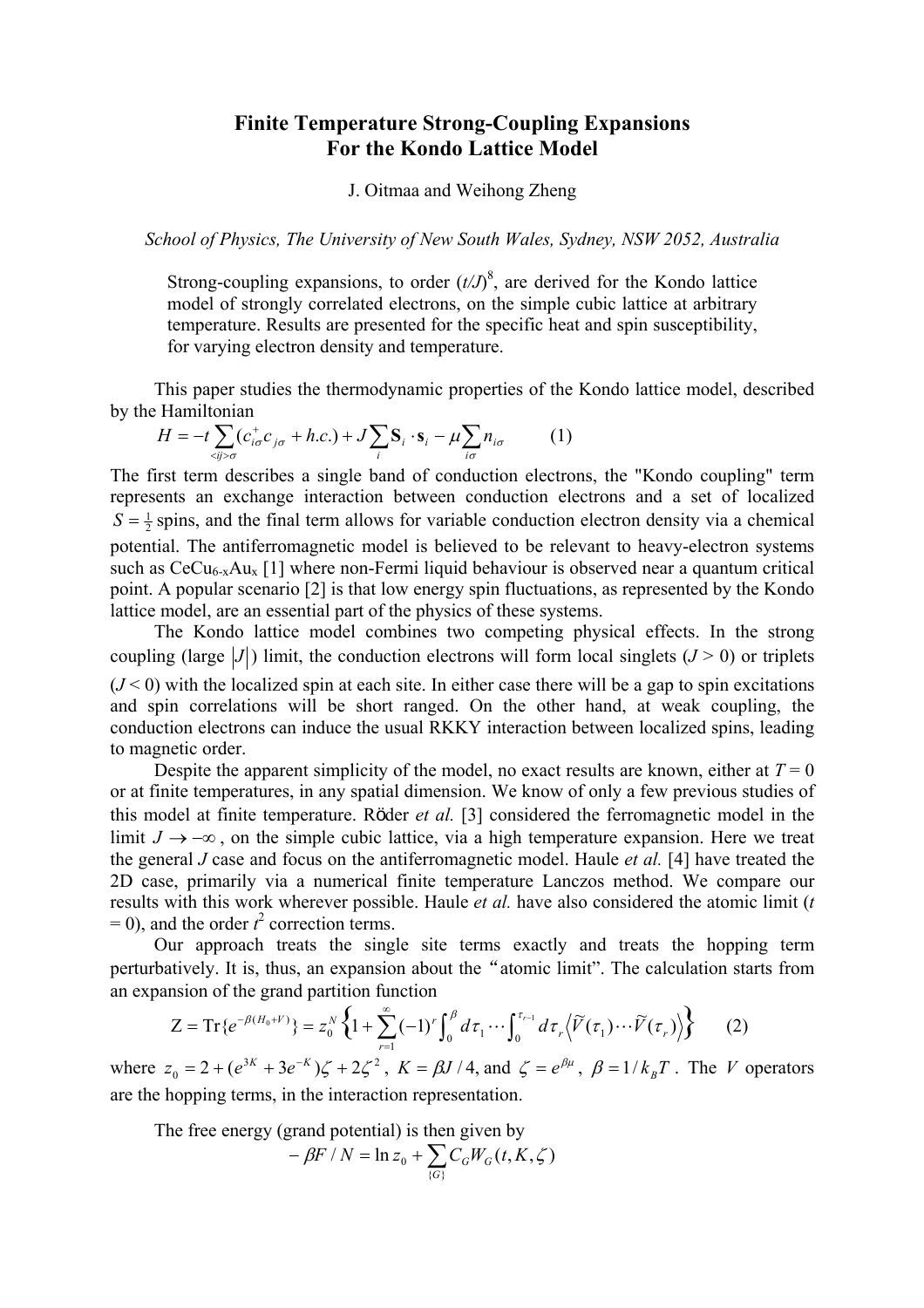# Finite Temperature Strong-Coupling Expansions For the Kondo Lattice Model

J. Oitmaa and Weihong Zheng

*School of Physics, The University of New South Wales, Sydney, NSW 2052, Australia*

> Strong-coupling expansions, to order $(t/J)^8$, are derived for the Kondo lattice model of strongly correlated electrons, on the simple cubic lattice at arbitrary temperature. Results are presented for the specific heat and spin susceptibility, for varying electron density and temperature.

This paper studies the thermodynamic properties of the Kondo lattice model, described by the Hamiltonian

$$H = -t \sum_{<ij>\sigma} (c_{i\sigma}^{+} c_{j\sigma} + h.c.) + J \sum_{i} \mathbf{S}_i \cdot \mathbf{s}_i - \mu \sum_{i\sigma} n_{i\sigma} \qquad (1)$$

The first term describes a single band of conduction electrons, the "Kondo coupling" term represents an exchange interaction between conduction electrons and a set of localized $S = \frac{1}{2}$ spins, and the final term allows for variable conduction electron density via a chemical potential. The antiferromagnetic model is believed to be relevant to heavy-electron systems such as $CeCu_{6-x}Au_x$ [1] where non-Fermi liquid behaviour is observed near a quantum critical point. A popular scenario [2] is that low energy spin fluctuations, as represented by the Kondo lattice model, are an essential part of the physics of these systems.

The Kondo lattice model combines two competing physical effects. In the strong coupling (large $|J|$) limit, the conduction electrons will form local singlets ($J > 0$) or triplets ($J < 0$) with the localized spin at each site. In either case there will be a gap to spin excitations and spin correlations will be short ranged. On the other hand, at weak coupling, the conduction electrons can induce the usual RKKY interaction between localized spins, leading to magnetic order.

Despite the apparent simplicity of the model, no exact results are known, either at $T = 0$ or at finite temperatures, in any spatial dimension. We know of only a few previous studies of this model at finite temperature. Röder *et al.* [3] considered the ferromagnetic model in the limit $J \to -\infty$, on the simple cubic lattice, via a high temperature expansion. Here we treat the general $J$ case and focus on the antiferromagnetic model. Haule *et al.* [4] have treated the 2D case, primarily via a numerical finite temperature Lanczos method. We compare our results with this work wherever possible. Haule *et al.* have also considered the atomic limit ($t = 0$), and the order $t^2$ correction terms.

Our approach treats the single site terms exactly and treats the hopping term perturbatively. It is, thus, an expansion about the "atomic limit". The calculation starts from an expansion of the grand partition function

$$\mathrm{Z} = \mathrm{Tr}\{e^{-\beta(H_0+V)}\} = z_0^N \left\{1 + \sum_{r=1}^{\infty} (-1)^r \int_0^{\beta} d\tau_1 \cdots \int_0^{\tau_{r-1}} d\tau_r \left\langle \tilde{V}(\tau_1) \cdots \tilde{V}(\tau_r) \right\rangle \right\} \qquad (2)$$

where $z_0 = 2 + (e^{3K} + 3e^{-K})\zeta + 2\zeta^2$, $K = \beta J / 4$, and $\zeta = e^{\beta\mu}$, $\beta = 1/k_B T$. The $V$ operators are the hopping terms, in the interaction representation.

The free energy (grand potential) is then given by

$$-\beta F / N = \ln z_0 + \sum_{\{G\}} C_G W_G(t, K, \zeta)$$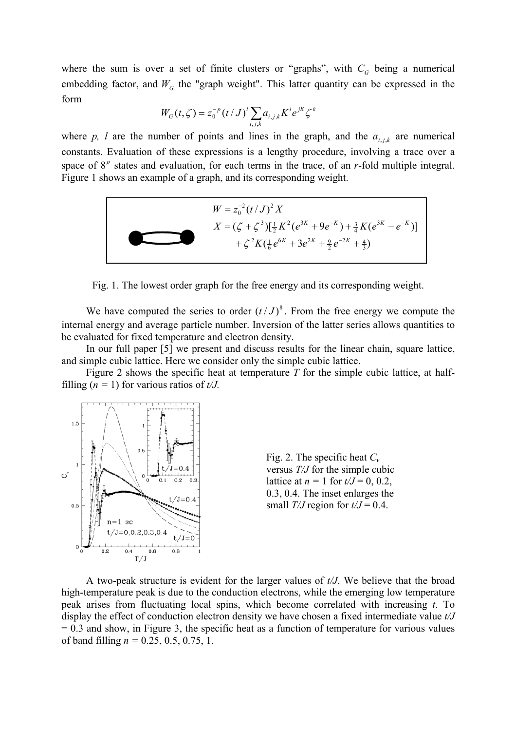where the sum is over a set of finite clusters or "graphs", with $C_G$ being a numerical embedding factor, and $W_G$ the "graph weight". This latter quantity can be expressed in the form

$$W_G(t,\zeta) = z_0^{-p}(t/J)^l \sum_{i,j,k} a_{i,j,k} K^i e^{jK} \zeta^k$$

where *p, l* are the number of points and lines in the graph, and the $a_{i,j,k}$ are numerical constants. Evaluation of these expressions is a lengthy procedure, involving a trace over a space of $8^p$ states and evaluation, for each terms in the trace, of an *r*-fold multiple integral. Figure 1 shows an example of a graph, and its corresponding weight.

$$W = z_0^{-2}(t/J)^2 X$$

$$X = (\zeta+\zeta^3)[\tfrac{1}{2}K^2(e^{3K}+9e^{-K}) + \tfrac{3}{4}K(e^{3K}-e^{-K})] + \zeta^2 K(\tfrac{1}{6}e^{6K}+3e^{2K}+\tfrac{9}{2}e^{-2K}+\tfrac{4}{3})$$

Fig. 1. The lowest order graph for the free energy and its corresponding weight.

We have computed the series to order $(t/J)^8$. From the free energy we compute the internal energy and average particle number. Inversion of the latter series allows quantities to be evaluated for fixed temperature and electron density.

In our full paper [5] we present and discuss results for the linear chain, square lattice, and simple cubic lattice. Here we consider only the simple cubic lattice.

Figure 2 shows the specific heat at temperature *T* for the simple cubic lattice, at half-filling (*n* = 1) for various ratios of *t/J.*

Fig. 2. The specific heat $C_v$ versus *T/J* for the simple cubic lattice at *n* = 1 for *t/J* = 0, 0.2, 0.3, 0.4. The inset enlarges the small *T/J* region for *t/J* = 0.4.

A two-peak structure is evident for the larger values of *t/J*. We believe that the broad high-temperature peak is due to the conduction electrons, while the emerging low temperature peak arises from fluctuating local spins, which become correlated with increasing *t*. To display the effect of conduction electron density we have chosen a fixed intermediate value *t/J* = 0.3 and show, in Figure 3, the specific heat as a function of temperature for various values of band filling *n* = 0.25, 0.5, 0.75, 1.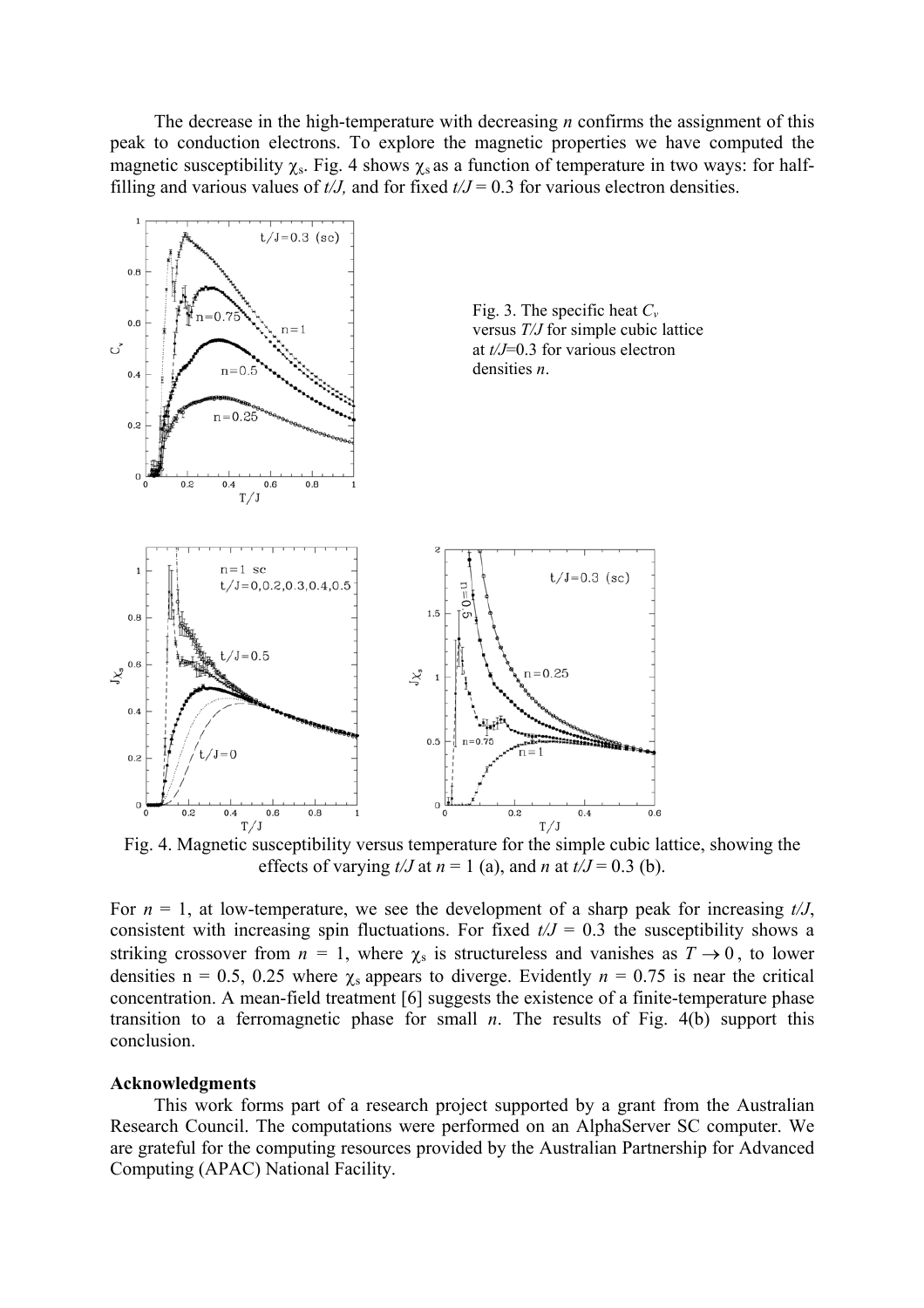The decrease in the high-temperature with decreasing $n$ confirms the assignment of this peak to conduction electrons. To explore the magnetic properties we have computed the magnetic susceptibility $\chi_s$. Fig. 4 shows $\chi_s$ as a function of temperature in two ways: for half-filling and various values of $t/J$, and for fixed $t/J = 0.3$ for various electron densities.

Fig. 3. The specific heat $C_v$ versus $T/J$ for simple cubic lattice at $t/J$=0.3 for various electron densities $n$.

Fig. 4. Magnetic susceptibility versus temperature for the simple cubic lattice, showing the effects of varying $t/J$ at $n = 1$ (a), and $n$ at $t/J = 0.3$ (b).

For $n = 1$, at low-temperature, we see the development of a sharp peak for increasing $t/J$, consistent with increasing spin fluctuations. For fixed $t/J = 0.3$ the susceptibility shows a striking crossover from $n = 1$, where $\chi_s$ is structureless and vanishes as $T \to 0$, to lower densities n = 0.5, 0.25 where $\chi_s$ appears to diverge. Evidently $n = 0.75$ is near the critical concentration. A mean-field treatment [6] suggests the existence of a finite-temperature phase transition to a ferromagnetic phase for small $n$. The results of Fig. 4(b) support this conclusion.

**Acknowledgments**

This work forms part of a research project supported by a grant from the Australian Research Council. The computations were performed on an AlphaServer SC computer. We are grateful for the computing resources provided by the Australian Partnership for Advanced Computing (APAC) National Facility.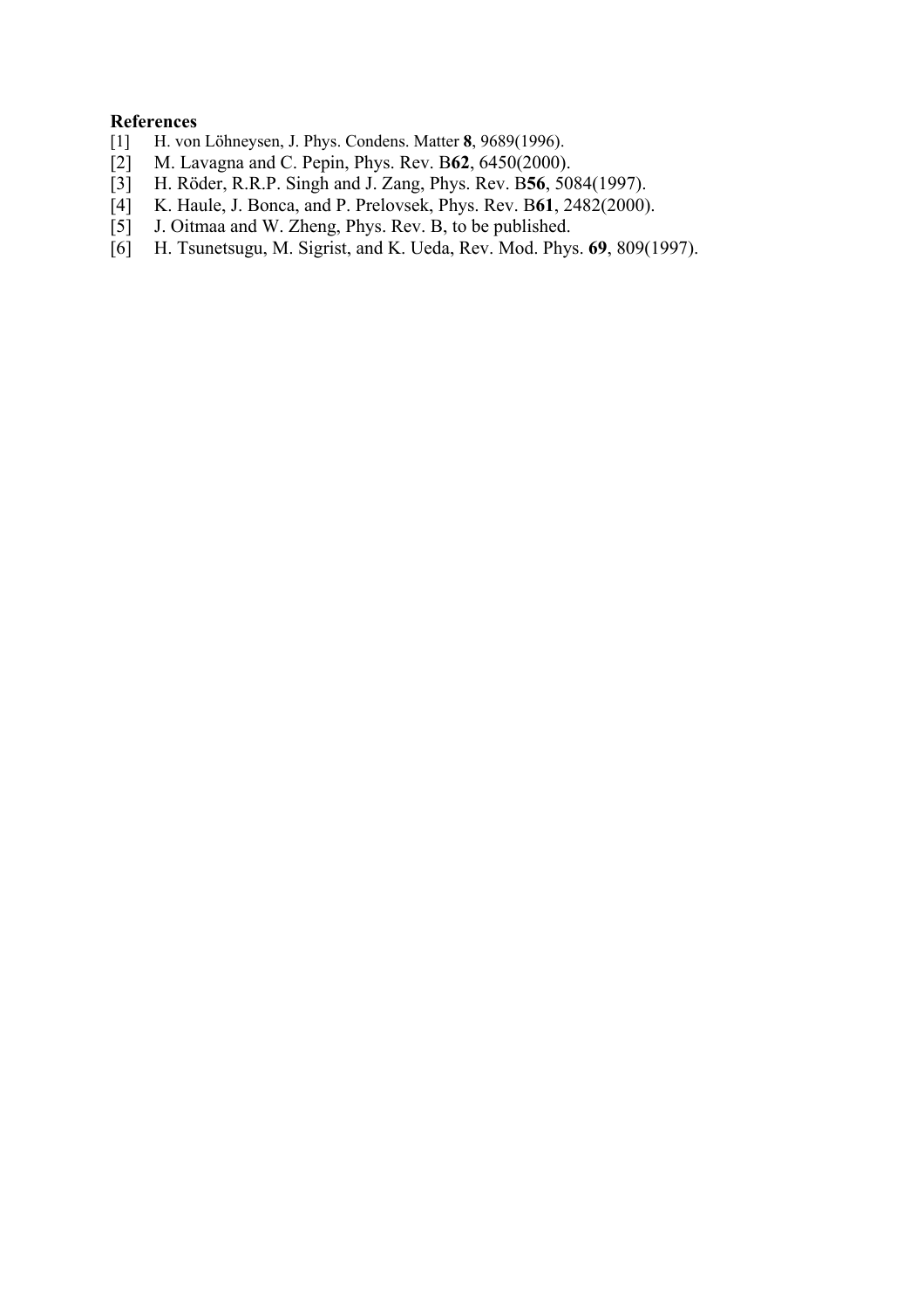**References**

[1] H. von Löhneysen, J. Phys. Condens. Matter **8**, 9689(1996).
[2] M. Lavagna and C. Pepin, Phys. Rev. B**62**, 6450(2000).
[3] H. Röder, R.R.P. Singh and J. Zang, Phys. Rev. B**56**, 5084(1997).
[4] K. Haule, J. Bonca, and P. Prelovsek, Phys. Rev. B**61**, 2482(2000).
[5] J. Oitmaa and W. Zheng, Phys. Rev. B, to be published.
[6] H. Tsunetsugu, M. Sigrist, and K. Ueda, Rev. Mod. Phys. **69**, 809(1997).